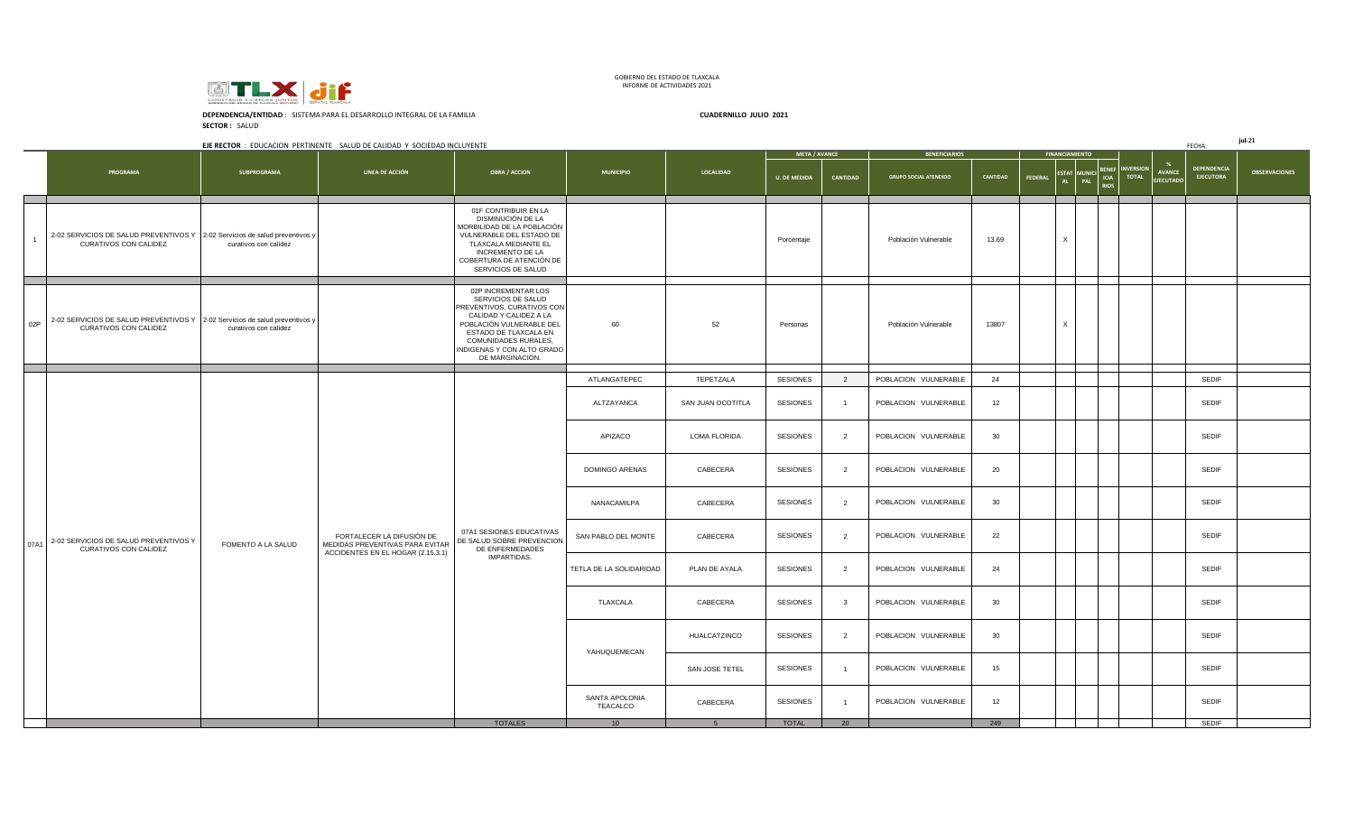GOBIERNO DEL ESTADO DE TLAXCALA
INFORME DE ACTIVIDADES 2021

**DEPENDENCIA/ENTIDAD** : SISTEMA PARA EL DESARROLLO INTEGRAL DE LA FAMILIA

**CUADERNILLO JULIO 2021**

**SECTOR :** SALUD

**EJE RECTOR** : EDUCACION PERTINENTE SALUD DE CALIDAD Y SOCIEDAD INCLUYENTE

FECHA: jul-21

| | PROGRAMA | SUBPROGRAMA | LINEA DE ACCIÓN | OBRA / ACCION | MUNICIPIO | LOCALIDAD | META / AVANCE | | BENEFICIARIOS | | FINANCIAMIENTO | | | | INVERSION TOTAL | % AVANCE EJECUTADO | DEPENDENCIA EJECUTORA | OBSERVACIONES |
|---|---|---|---|---|---|---|---|---|---|---|---|---|---|---|---|---|---|---|
| | | | | | | | U. DE MEDIDA | CANTIDAD | GRUPO SOCIAL ATENDIDO | CANTIDAD | FEDERAL | ESTATAL | MUNICIPAL | BENEFICIARIOS | | | | |
| 1 | 2-02 SERVICIOS DE SALUD PREVENTIVOS Y CURATIVOS CON CALIDEZ | 2-02 Servicios de salud preventivos y curativos con calidez | | 01F CONTRIBUIR EN LA DISMINUCIÓN DE LA MORBILIDAD DE LA POBLACIÓN VULNERABLE DEL ESTADO DE TLAXCALA MEDIANTE EL INCREMENTO DE LA COBERTURA DE ATENCIÓN DE SERVICIOS DE SALUD | | | Porcentaje | | Población Vulnerable | 13.69 | | X | | | | | | |
| 02P | 2-02 SERVICIOS DE SALUD PREVENTIVOS Y CURATIVOS CON CALIDEZ | 2-02 Servicios de salud preventivos y curativos con calidez | | 02P INCREMENTAR LOS SERVICIOS DE SALUD PREVENTIVOS, CURATIVOS CON CALIDAD Y CALIDEZ A LA POBLACIÓN VULNERABLE DEL ESTADO DE TLAXCALA EN COMUNIDADES RURALES, INDIGENAS Y CON ALTO GRADO DE MARGINACIÓN. | 60 | 52 | Personas | | Población Vulnerable | 13807 | | X | | | | | | |
| 07A1 | 2-02 SERVICIOS DE SALUD PREVENTIVOS Y CURATIVOS CON CALIDEZ | FOMENTO A LA SALUD | FORTALECER LA DIFUSIÓN DE MEDIDAS PREVENTIVAS PARA EVITAR ACCIDENTES EN EL HOGAR (2.15.3.1) | 07A1 SESIONES EDUCATIVAS DE SALUD SOBRE PREVENCION DE ENFERMEDADES IMPARTIDAS. | ATLANGATEPEC | TEPETZALA | SESIONES | 2 | POBLACION VULNERABLE | 24 | | | | | | | SEDIF | |
| | | | | | ALTZAYANCA | SAN JUAN OCOTITLA | SESIONES | 1 | POBLACION VULNERABLE | 12 | | | | | | | SEDIF | |
| | | | | | APIZACO | LOMA FLORIDA | SESIONES | 2 | POBLACION VULNERABLE | 30 | | | | | | | SEDIF | |
| | | | | | DOMINGO ARENAS | CABECERA | SESIONES | 2 | POBLACION VULNERABLE | 20 | | | | | | | SEDIF | |
| | | | | | NANACAMILPA | CABECERA | SESIONES | 2 | POBLACION VULNERABLE | 30 | | | | | | | SEDIF | |
| | | | | | SAN PABLO DEL MONTE | CABECERA | SESIONES | 2 | POBLACION VULNERABLE | 22 | | | | | | | SEDIF | |
| | | | | | TETLA DE LA SOLIDARIDAD | PLAN DE AYALA | SESIONES | 2 | POBLACION VULNERABLE | 24 | | | | | | | SEDIF | |
| | | | | | TLAXCALA | CABECERA | SESIONES | 3 | POBLACION VULNERABLE | 30 | | | | | | | SEDIF | |
| | | | | | YAHUQUEMECAN | HUALCATZINCO | SESIONES | 2 | POBLACION VULNERABLE | 30 | | | | | | | SEDIF | |
| | | | | | | SAN JOSE TETEL | SESIONES | 1 | POBLACION VULNERABLE | 15 | | | | | | | SEDIF | |
| | | | | | SANTA APOLONIA TEACALCO | CABECERA | SESIONES | 1 | POBLACION VULNERABLE | 12 | | | | | | | SEDIF | |
| | | | | TOTALES | 10 | 5 | TOTAL | 20 | | 249 | | | | | | | SEDIF | |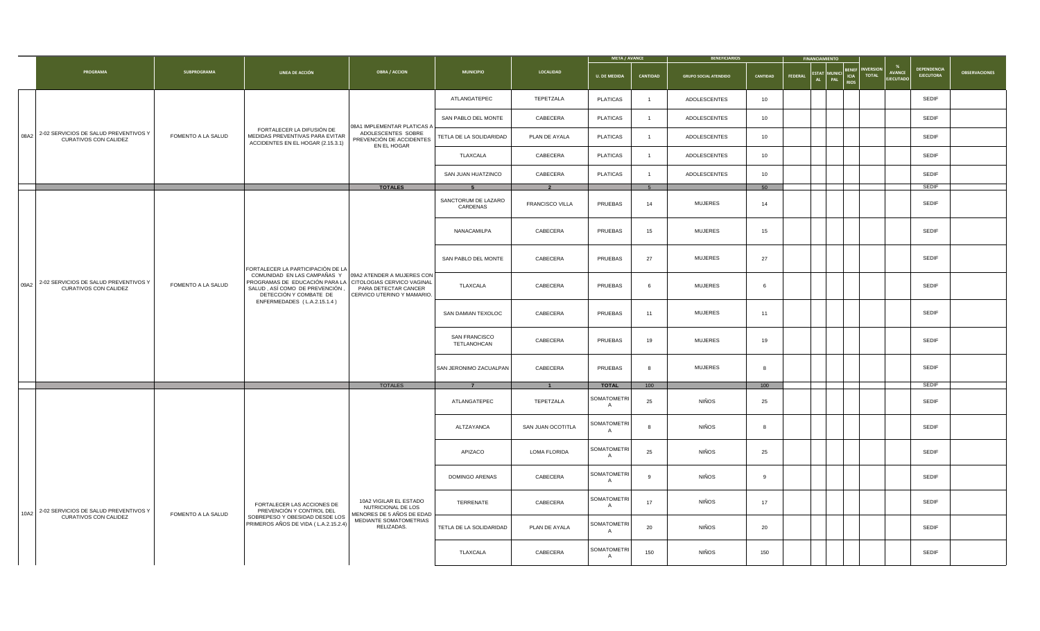| | PROGRAMA | SUBPROGRAMA | LINEA DE ACCIÓN | OBRA / ACCION | MUNICIPIO | LOCALIDAD | META / AVANCE | | BENEFICIARIOS | | FINANCIAMIENTO | | | | INVERSION TOTAL | % AVANCE EJECUTADO | DEPENDENCIA EJECUTORA | OBSERVACIONES |
|---|---|---|---|---|---|---|---|---|---|---|---|---|---|---|---|---|---|---|
| | | | | | | | U. DE MEDIDA | CANTIDAD | GRUPO SOCIAL ATENDIDO | CANTIDAD | FEDERAL | ESTATAL | MUNICIPAL | BENEFICIARIOS | | | | |
| 08A2 | 2-02 SERVICIOS DE SALUD PREVENTIVOS Y CURATIVOS CON CALIDEZ | FOMENTO A LA SALUD | FORTALECER LA DIFUSIÓN DE MEDIDAS PREVENTIVAS PARA EVITAR ACCIDENTES EN EL HOGAR (2.15.3.1) | 08A1 IMPLEMENTAR PLATICAS A ADOLESCENTES SOBRE PREVENCIÓN DE ACCIDENTES EN EL HOGAR | ATLANGATEPEC | TEPETZALA | PLATICAS | 1 | ADOLESCENTES | 10 | | | | | | | SEDIF | |
| | | | | | SAN PABLO DEL MONTE | CABECERA | PLATICAS | 1 | ADOLESCENTES | 10 | | | | | | | SEDIF | |
| | | | | | TETLA DE LA SOLIDARIDAD | PLAN DE AYALA | PLATICAS | 1 | ADOLESCENTES | 10 | | | | | | | SEDIF | |
| | | | | | TLAXCALA | CABECERA | PLATICAS | 1 | ADOLESCENTES | 10 | | | | | | | SEDIF | |
| | | | | | SAN JUAN HUATZINCO | CABECERA | PLATICAS | 1 | ADOLESCENTES | 10 | | | | | | | SEDIF | |
| | | | | TOTALES | 5 | 2 | | 5 | | 50 | | | | | | | SEDIF | |
| 09A2 | 2-02 SERVICIOS DE SALUD PREVENTIVOS Y CURATIVOS CON CALIDEZ | FOMENTO A LA SALUD | FORTALECER LA PARTICIPACIÓN DE LA COMUNIDAD EN LAS CAMPAÑAS Y PROGRAMAS DE EDUCACIÓN PARA LA SALUD , ASÍ COMO DE PREVENCIÓN , DETECCIÓN Y COMBATE DE ENFERMEDADES ( L.A.2.15.1.4 ) | 09A2 ATENDER A MUJERES CON CITOLOGIAS CERVICO VAGINAL PARA DETECTAR CANCER CERVICO UTERINO Y MAMARIO. | SANCTORUM DE LAZARO CARDENAS | FRANCISCO VILLA | PRUEBAS | 14 | MUJERES | 14 | | | | | | | SEDIF | |
| | | | | | NANACAMILPA | CABECERA | PRUEBAS | 15 | MUJERES | 15 | | | | | | | SEDIF | |
| | | | | | SAN PABLO DEL MONTE | CABECERA | PRUEBAS | 27 | MUJERES | 27 | | | | | | | SEDIF | |
| | | | | | TLAXCALA | CABECERA | PRUEBAS | 6 | MUJERES | 6 | | | | | | | SEDIF | |
| | | | | | SAN DAMIAN TEXOLOC | CABECERA | PRUEBAS | 11 | MUJERES | 11 | | | | | | | SEDIF | |
| | | | | | SAN FRANCISCO TETLANOHCAN | CABECERA | PRUEBAS | 19 | MUJERES | 19 | | | | | | | SEDIF | |
| | | | | | SAN JERONIMO ZACUALPAN | CABECERA | PRUEBAS | 8 | MUJERES | 8 | | | | | | | SEDIF | |
| | | | | TOTALES | 7 | 1 | TOTAL | 100 | | 100 | | | | | | | SEDIF | |
| 10A2 | 2-02 SERVICIOS DE SALUD PREVENTIVOS Y CURATIVOS CON CALIDEZ | FOMENTO A LA SALUD | FORTALECER LAS ACCIONES DE PREVENCIÓN Y CONTROL DEL SOBREPESO Y OBESIDAD DESDE LOS PRIMEROS AÑOS DE VIDA ( L.A.2.15.2.4) | 10A2 VIGILAR EL ESTADO NUTRICIONAL DE LOS MENORES DE 5 AÑOS DE EDAD MEDIANTE SOMATOMETRIAS RELIZADAS. | ATLANGATEPEC | TEPETZALA | SOMATOMETRIA | 25 | NIÑOS | 25 | | | | | | | SEDIF | |
| | | | | | ALTZAYANCA | SAN JUAN OCOTITLA | SOMATOMETRIA | 8 | NIÑOS | 8 | | | | | | | SEDIF | |
| | | | | | APIZACO | LOMA FLORIDA | SOMATOMETRIA | 25 | NIÑOS | 25 | | | | | | | SEDIF | |
| | | | | | DOMINGO ARENAS | CABECERA | SOMATOMETRIA | 9 | NIÑOS | 9 | | | | | | | SEDIF | |
| | | | | | TERRENATE | CABECERA | SOMATOMETRIA | 17 | NIÑOS | 17 | | | | | | | SEDIF | |
| | | | | | TETLA DE LA SOLIDARIDAD | PLAN DE AYALA | SOMATOMETRIA | 20 | NIÑOS | 20 | | | | | | | SEDIF | |
| | | | | | TLAXCALA | CABECERA | SOMATOMETRIA | 150 | NIÑOS | 150 | | | | | | | SEDIF | |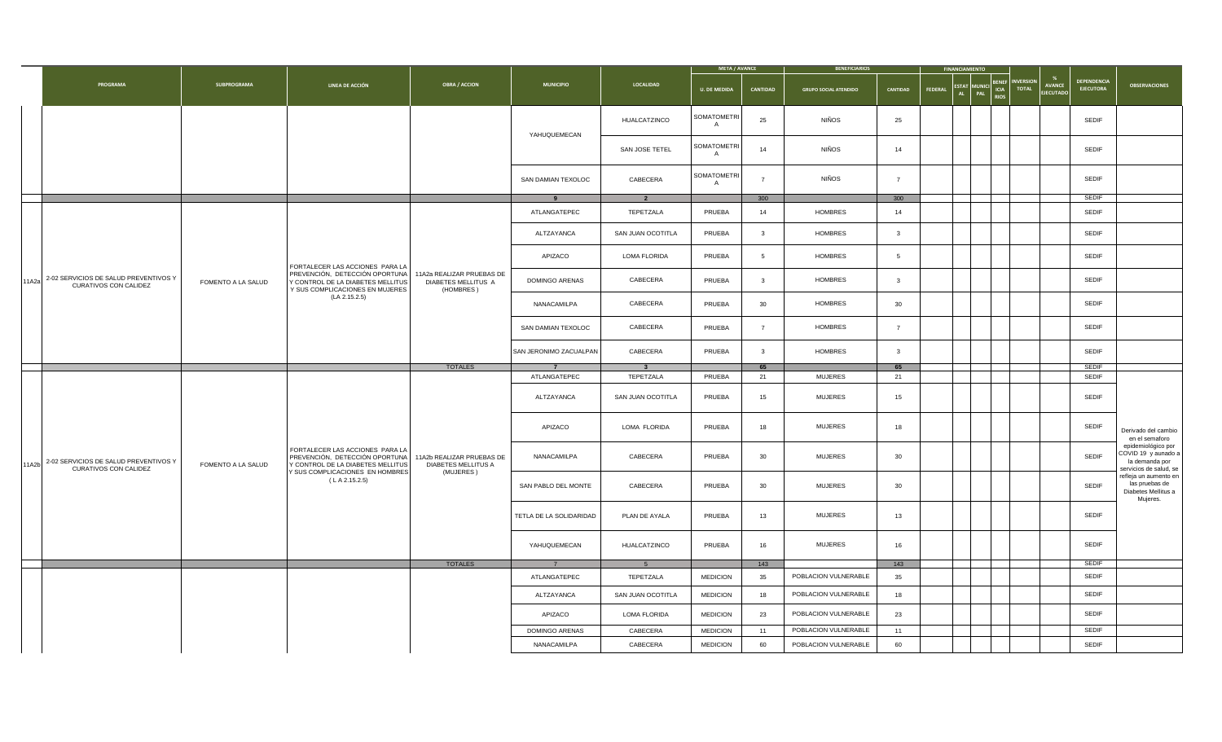| | PROGRAMA | SUBPROGRAMA | LINEA DE ACCIÓN | OBRA / ACCION | MUNICIPIO | LOCALIDAD | META / AVANCE | | BENEFICIARIOS | | FINANCIAMIENTO | | | | INVERSION TOTAL | % AVANCE EJECUTADO | DEPENDENCIA EJECUTORA | OBSERVACIONES |
|---|---|---|---|---|---|---|---|---|---|---|---|---|---|---|---|---|---|---|
| | | | | | | | U. DE MEDIDA | CANTIDAD | GRUPO SOCIAL ATENDIDO | CANTIDAD | FEDERAL | ESTATAL | MUNICIPAL | BENEFICIARIOS | | | | |
| | | | | | YAHUQUEMECAN | HUALCATZINCO | SOMATOMETRIA | 25 | NIÑOS | 25 | | | | | | | SEDIF | |
| | | | | | | SAN JOSE TETEL | SOMATOMETRIA | 14 | NIÑOS | 14 | | | | | | | SEDIF | |
| | | | | | SAN DAMIAN TEXOLOC | CABECERA | SOMATOMETRIA | 7 | NIÑOS | 7 | | | | | | | SEDIF | |
| | | | | | 9 | 2 | | 300 | | 300 | | | | | | | SEDIF | |
| 11A2a | 2-02 SERVICIOS DE SALUD PREVENTIVOS Y CURATIVOS CON CALIDEZ | FOMENTO A LA SALUD | FORTALECER LAS ACCIONES PARA LA PREVENCIÓN, DETECCIÓN OPORTUNA Y CONTROL DE LA DIABETES MELLITUS Y SUS COMPLICACIONES EN MUJERES (LA 2.15.2.5) | 11A2a REALIZAR PRUEBAS DE DIABETES MELLITUS A (HOMBRES) | ATLANGATEPEC | TEPETZALA | PRUEBA | 14 | HOMBRES | 14 | | | | | | | SEDIF | |
| | | | | | ALTZAYANCA | SAN JUAN OCOTITLA | PRUEBA | 3 | HOMBRES | 3 | | | | | | | SEDIF | |
| | | | | | APIZACO | LOMA FLORIDA | PRUEBA | 5 | HOMBRES | 5 | | | | | | | SEDIF | |
| | | | | | DOMINGO ARENAS | CABECERA | PRUEBA | 3 | HOMBRES | 3 | | | | | | | SEDIF | |
| | | | | | NANACAMILPA | CABECERA | PRUEBA | 30 | HOMBRES | 30 | | | | | | | SEDIF | |
| | | | | | SAN DAMIAN TEXOLOC | CABECERA | PRUEBA | 7 | HOMBRES | 7 | | | | | | | SEDIF | |
| | | | | | SAN JERONIMO ZACUALPAN | CABECERA | PRUEBA | 3 | HOMBRES | 3 | | | | | | | SEDIF | |
| | | | | TOTALES | 7 | 3 | | 65 | | 65 | | | | | | | SEDIF | |
| 11A2b | 2-02 SERVICIOS DE SALUD PREVENTIVOS Y CURATIVOS CON CALIDEZ | FOMENTO A LA SALUD | FORTALECER LAS ACCIONES PARA LA PREVENCIÓN, DETECCIÓN OPORTUNA Y CONTROL DE LA DIABETES MELLITUS Y SUS COMPLICACIONES EN HOMBRES ( L A 2.15.2.5) | 11A2b REALIZAR PRUEBAS DE DIABETES MELLITUS A (MUJERES) | ATLANGATEPEC | TEPETZALA | PRUEBA | 21 | MUJERES | 21 | | | | | | | SEDIF | Derivado del cambio en el semaforo epidemiológico por COVID 19 y aunado a la demanda por servicios de salud, se refleja un aumento en las pruebas de Diabetes Mellitus a Mujeres. |
| | | | | | ALTZAYANCA | SAN JUAN OCOTITLA | PRUEBA | 15 | MUJERES | 15 | | | | | | | SEDIF | |
| | | | | | APIZACO | LOMA FLORIDA | PRUEBA | 18 | MUJERES | 18 | | | | | | | SEDIF | |
| | | | | | NANACAMILPA | CABECERA | PRUEBA | 30 | MUJERES | 30 | | | | | | | SEDIF | |
| | | | | | SAN PABLO DEL MONTE | CABECERA | PRUEBA | 30 | MUJERES | 30 | | | | | | | SEDIF | |
| | | | | | TETLA DE LA SOLIDARIDAD | PLAN DE AYALA | PRUEBA | 13 | MUJERES | 13 | | | | | | | SEDIF | |
| | | | | | YAHUQUEMECAN | HUALCATZINCO | PRUEBA | 16 | MUJERES | 16 | | | | | | | SEDIF | |
| | | | | TOTALES | 7 | 5 | | 143 | | 143 | | | | | | | SEDIF | |
| | | | | | ATLANGATEPEC | TEPETZALA | MEDICION | 35 | POBLACION VULNERABLE | 35 | | | | | | | SEDIF | |
| | | | | | ALTZAYANCA | SAN JUAN OCOTITLA | MEDICION | 18 | POBLACION VULNERABLE | 18 | | | | | | | SEDIF | |
| | | | | | APIZACO | LOMA FLORIDA | MEDICION | 23 | POBLACION VULNERABLE | 23 | | | | | | | SEDIF | |
| | | | | | DOMINGO ARENAS | CABECERA | MEDICION | 11 | POBLACION VULNERABLE | 11 | | | | | | | SEDIF | |
| | | | | | NANACAMILPA | CABECERA | MEDICION | 60 | POBLACION VULNERABLE | 60 | | | | | | | SEDIF | |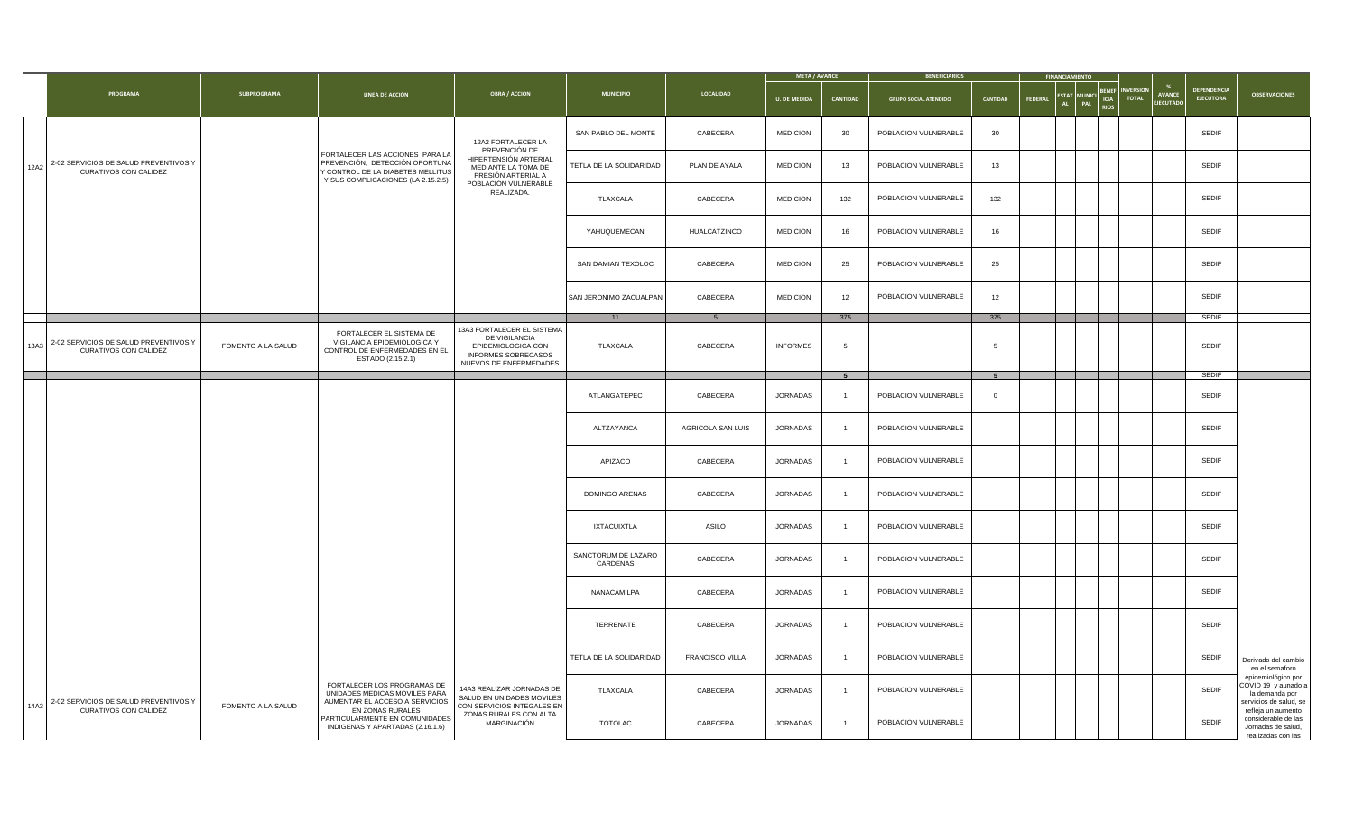| | PROGRAMA | SUBPROGRAMA | LINEA DE ACCIÓN | OBRA / ACCION | MUNICIPIO | LOCALIDAD | META / AVANCE | | BENEFICIARIOS | | FINANCIAMIENTO | | | | INVERSION TOTAL | % AVANCE EJECUTADO | DEPENDENCIA EJECUTORA | OBSERVACIONES |
|---|---|---|---|---|---|---|---|---|---|---|---|---|---|---|---|---|---|---|
| | | | | | | | U. DE MEDIDA | CANTIDAD | GRUPO SOCIAL ATENDIDO | CANTIDAD | FEDERAL | ESTATAL | MUNICIPAL | BENEFICIARIOS | | | | |
| 12A2 | 2-02 SERVICIOS DE SALUD PREVENTIVOS Y CURATIVOS CON CALIDEZ | | FORTALECER LAS ACCIONES PARA LA PREVENCIÓN, DETECCIÓN OPORTUNA Y CONTROL DE LA DIABETES MELLITUS Y SUS COMPLICACIONES (LA 2.15.2.5) | 12A2 FORTALECER LA PREVENCIÓN DE HIPERTENSIÓN ARTERIAL MEDIANTE LA TOMA DE PRESIÓN ARTERIAL A POBLACIÓN VULNERABLE REALIZADA. | SAN PABLO DEL MONTE | CABECERA | MEDICION | 30 | POBLACION VULNERABLE | 30 | | | | | | | SEDIF | |
| | | | | | TETLA DE LA SOLIDARIDAD | PLAN DE AYALA | MEDICION | 13 | POBLACION VULNERABLE | 13 | | | | | | | SEDIF | |
| | | | | | TLAXCALA | CABECERA | MEDICION | 132 | POBLACION VULNERABLE | 132 | | | | | | | SEDIF | |
| | | | | | YAHUQUEMECAN | HUALCATZINCO | MEDICION | 16 | POBLACION VULNERABLE | 16 | | | | | | | SEDIF | |
| | | | | | SAN DAMIAN TEXOLOC | CABECERA | MEDICION | 25 | POBLACION VULNERABLE | 25 | | | | | | | SEDIF | |
| | | | | | SAN JERONIMO ZACUALPAN | CABECERA | MEDICION | 12 | POBLACION VULNERABLE | 12 | | | | | | | SEDIF | |
| | | | | | 11 | 5 | | 375 | | 375 | | | | | | | SEDIF | |
| 13A3 | 2-02 SERVICIOS DE SALUD PREVENTIVOS Y CURATIVOS CON CALIDEZ | FOMENTO A LA SALUD | FORTALECER EL SISTEMA DE VIGILANCIA EPIDEMIOLOGICA Y CONTROL DE ENFERMEDADES EN EL ESTADO (2.15.2.1) | 13A3 FORTALECER EL SISTEMA DE VIGILANCIA EPIDEMIOLOGICA CON INFORMES SOBRECASOS NUEVOS DE ENFERMEDADES | TLAXCALA | CABECERA | INFORMES | 5 | | 5 | | | | | | | SEDIF | |
| | | | | | | | | 5 | | 5 | | | | | | | SEDIF | |
| 14A3 | 2-02 SERVICIOS DE SALUD PREVENTIVOS Y CURATIVOS CON CALIDEZ | FOMENTO A LA SALUD | FORTALECER LOS PROGRAMAS DE UNIDADES MEDICAS MOVILES PARA AUMENTAR EL ACCESO A SERVICIOS EN ZONAS RURALES PARTICULARMENTE EN COMUNIDADES INDIGENAS Y APARTADAS (2.16.1.6) | 14A3 REALIZAR JORNADAS DE SALUD EN UNIDADES MOVILES CON SERVICIOS INTEGALES EN ZONAS RURALES CON ALTA MARGINACIÓN | ATLANGATEPEC | CABECERA | JORNADAS | 1 | POBLACION VULNERABLE | 0 | | | | | | | SEDIF | Derivado del cambio en el semaforo epidemiológico por COVID 19 y aunado a la demanda por servicios de salud, se refleja un aumento considerable de las Jornadas de salud, realizadas con las |
| | | | | | ALTZAYANCA | AGRICOLA SAN LUIS | JORNADAS | 1 | POBLACION VULNERABLE | | | | | | | | SEDIF | |
| | | | | | APIZACO | CABECERA | JORNADAS | 1 | POBLACION VULNERABLE | | | | | | | | SEDIF | |
| | | | | | DOMINGO ARENAS | CABECERA | JORNADAS | 1 | POBLACION VULNERABLE | | | | | | | | SEDIF | |
| | | | | | IXTACUIXTLA | ASILO | JORNADAS | 1 | POBLACION VULNERABLE | | | | | | | | SEDIF | |
| | | | | | SANCTORUM DE LAZARO CARDENAS | CABECERA | JORNADAS | 1 | POBLACION VULNERABLE | | | | | | | | SEDIF | |
| | | | | | NANACAMILPA | CABECERA | JORNADAS | 1 | POBLACION VULNERABLE | | | | | | | | SEDIF | |
| | | | | | TERRENATE | CABECERA | JORNADAS | 1 | POBLACION VULNERABLE | | | | | | | | SEDIF | |
| | | | | | TETLA DE LA SOLIDARIDAD | FRANCISCO VILLA | JORNADAS | 1 | POBLACION VULNERABLE | | | | | | | | SEDIF | |
| | | | | | TLAXCALA | CABECERA | JORNADAS | 1 | POBLACION VULNERABLE | | | | | | | | SEDIF | |
| | | | | | TOTOLAC | CABECERA | JORNADAS | 1 | POBLACION VULNERABLE | | | | | | | | SEDIF | |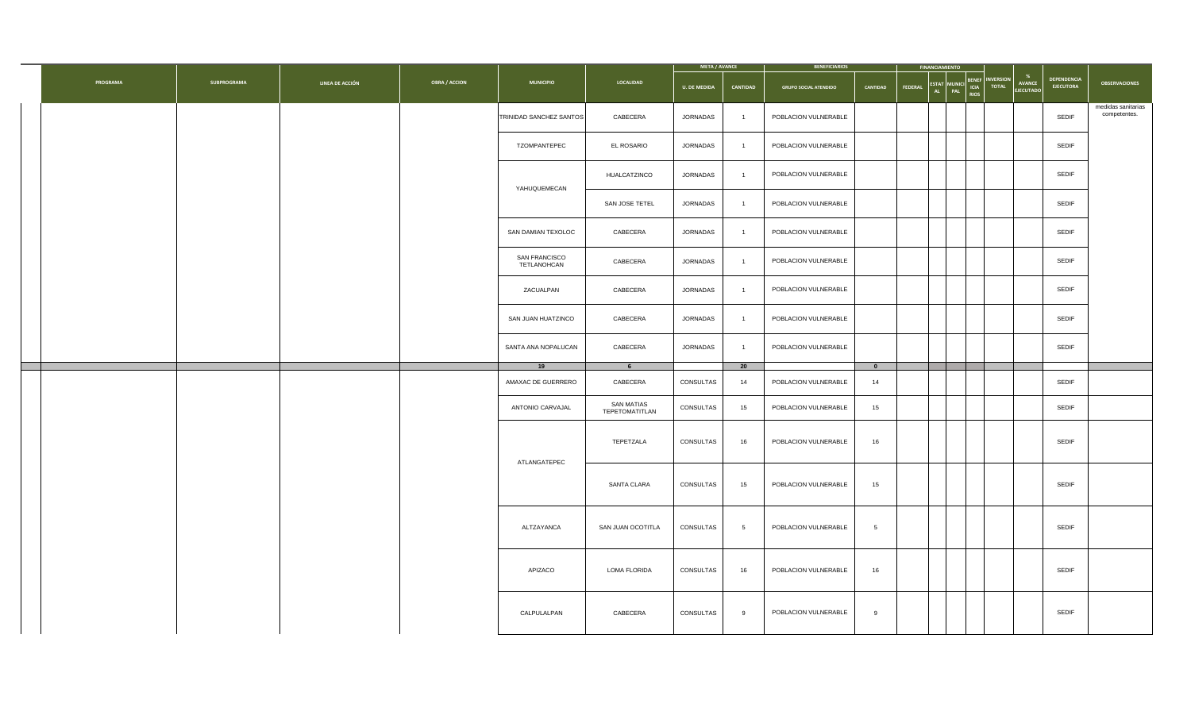| PROGRAMA | SUBPROGRAMA | LINEA DE ACCIÓN | OBRA / ACCION | MUNICIPIO | LOCALIDAD | META / AVANCE | | BENEFICIARIOS | | FINANCIAMIENTO | | | | INVERSION TOTAL | % AVANCE EJECUTADO | DEPENDENCIA EJECUTORA | OBSERVACIONES |
|---|---|---|---|---|---|---|---|---|---|---|---|---|---|---|---|---|---|
| | | | | | | U. DE MEDIDA | CANTIDAD | GRUPO SOCIAL ATENDIDO | CANTIDAD | FEDERAL | ESTATAL | MUNICIPAL | BENEFICIARIOS | | | | |
| | | | | TRINIDAD SANCHEZ SANTOS | CABECERA | JORNADAS | 1 | POBLACION VULNERABLE | | | | | | | | SEDIF | medidas sanitarias competentes. |
| | | | | TZOMPANTEPEC | EL ROSARIO | JORNADAS | 1 | POBLACION VULNERABLE | | | | | | | | SEDIF | |
| | | | | YAHUQUEMECAN | HUALCATZINCO | JORNADAS | 1 | POBLACION VULNERABLE | | | | | | | | SEDIF | |
| | | | | | SAN JOSE TETEL | JORNADAS | 1 | POBLACION VULNERABLE | | | | | | | | SEDIF | |
| | | | | SAN DAMIAN TEXOLOC | CABECERA | JORNADAS | 1 | POBLACION VULNERABLE | | | | | | | | SEDIF | |
| | | | | SAN FRANCISCO TETLANOHCAN | CABECERA | JORNADAS | 1 | POBLACION VULNERABLE | | | | | | | | SEDIF | |
| | | | | ZACUALPAN | CABECERA | JORNADAS | 1 | POBLACION VULNERABLE | | | | | | | | SEDIF | |
| | | | | SAN JUAN HUATZINCO | CABECERA | JORNADAS | 1 | POBLACION VULNERABLE | | | | | | | | SEDIF | |
| | | | | SANTA ANA NOPALUCAN | CABECERA | JORNADAS | 1 | POBLACION VULNERABLE | | | | | | | | SEDIF | |
| | | | | 19 | 6 | | 20 | | 0 | | | | | | | | |
| | | | | AMAXAC DE GUERRERO | CABECERA | CONSULTAS | 14 | POBLACION VULNERABLE | 14 | | | | | | | SEDIF | |
| | | | | ANTONIO CARVAJAL | SAN MATIAS TEPETOMATITLAN | CONSULTAS | 15 | POBLACION VULNERABLE | 15 | | | | | | | SEDIF | |
| | | | | ATLANGATEPEC | TEPETZALA | CONSULTAS | 16 | POBLACION VULNERABLE | 16 | | | | | | | SEDIF | |
| | | | | | SANTA CLARA | CONSULTAS | 15 | POBLACION VULNERABLE | 15 | | | | | | | SEDIF | |
| | | | | ALTZAYANCA | SAN JUAN OCOTITLA | CONSULTAS | 5 | POBLACION VULNERABLE | 5 | | | | | | | SEDIF | |
| | | | | APIZACO | LOMA FLORIDA | CONSULTAS | 16 | POBLACION VULNERABLE | 16 | | | | | | | SEDIF | |
| | | | | CALPULALPAN | CABECERA | CONSULTAS | 9 | POBLACION VULNERABLE | 9 | | | | | | | SEDIF | |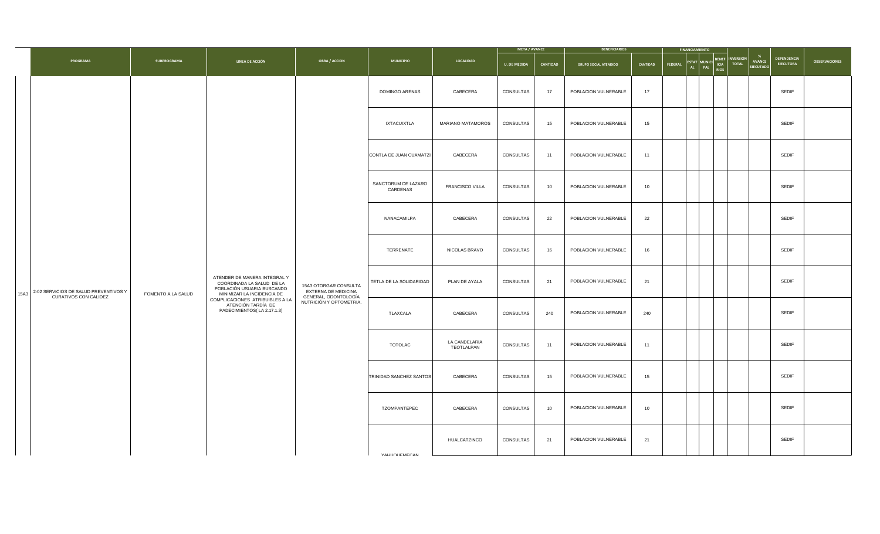| | PROGRAMA | SUBPROGRAMA | LINEA DE ACCIÓN | OBRA / ACCION | MUNICIPIO | LOCALIDAD | META / AVANCE | | BENEFICIARIOS | | FINANCIAMIENTO | | | | INVERSION TOTAL | % AVANCE EJECUTADO | DEPENDENCIA EJECUTORA | OBSERVACIONES |
|---|---|---|---|---|---|---|---|---|---|---|---|---|---|---|---|---|---|---|
| | | | | | | | U. DE MEDIDA | CANTIDAD | GRUPO SOCIAL ATENDIDO | CANTIDAD | FEDERAL | ESTATAL | MUNICIPAL | BENEFICIARIOS | | | | |
| 15A3 | 2-02 SERVICIOS DE SALUD PREVENTIVOS Y CURATIVOS CON CALIDEZ | FOMENTO A LA SALUD | ATENDER DE MANERA INTEGRAL Y COORDINADA LA SALUD DE LA POBLACIÓN USUARIA BUSCANDO MINIMIZAR LA INCIDENCIA DE COMPLICACIONES ATRIBUIBLES A LA ATENCIÓN TARDÍA DE PADECIMIENTOS( LA 2.17.1.3) | 15A3 OTORGAR CONSULTA EXTERNA DE MEDICINA GENERAL, ODONTOLOGÍA NUTRICIÓN Y OPTOMETRIA. | DOMINGO ARENAS | CABECERA | CONSULTAS | 17 | POBLACION VULNERABLE | 17 | | | | | | | SEDIF | |
| | | | | | IXTACUIXTLA | MARIANO MATAMOROS | CONSULTAS | 15 | POBLACION VULNERABLE | 15 | | | | | | | SEDIF | |
| | | | | | CONTLA DE JUAN CUAMATZI | CABECERA | CONSULTAS | 11 | POBLACION VULNERABLE | 11 | | | | | | | SEDIF | |
| | | | | | SANCTORUM DE LAZARO CARDENAS | FRANCISCO VILLA | CONSULTAS | 10 | POBLACION VULNERABLE | 10 | | | | | | | SEDIF | |
| | | | | | NANACAMILPA | CABECERA | CONSULTAS | 22 | POBLACION VULNERABLE | 22 | | | | | | | SEDIF | |
| | | | | | TERRENATE | NICOLAS BRAVO | CONSULTAS | 16 | POBLACION VULNERABLE | 16 | | | | | | | SEDIF | |
| | | | | | TETLA DE LA SOLIDARIDAD | PLAN DE AYALA | CONSULTAS | 21 | POBLACION VULNERABLE | 21 | | | | | | | SEDIF | |
| | | | | | TLAXCALA | CABECERA | CONSULTAS | 240 | POBLACION VULNERABLE | 240 | | | | | | | SEDIF | |
| | | | | | TOTOLAC | LA CANDELARIA TEOTLALPAN | CONSULTAS | 11 | POBLACION VULNERABLE | 11 | | | | | | | SEDIF | |
| | | | | | TRINIDAD SANCHEZ SANTOS | CABECERA | CONSULTAS | 15 | POBLACION VULNERABLE | 15 | | | | | | | SEDIF | |
| | | | | | TZOMPANTEPEC | CABECERA | CONSULTAS | 10 | POBLACION VULNERABLE | 10 | | | | | | | SEDIF | |
| | | | | | YAHUQUEMECAN | HUALCATZINCO | CONSULTAS | 21 | POBLACION VULNERABLE | 21 | | | | | | | SEDIF | |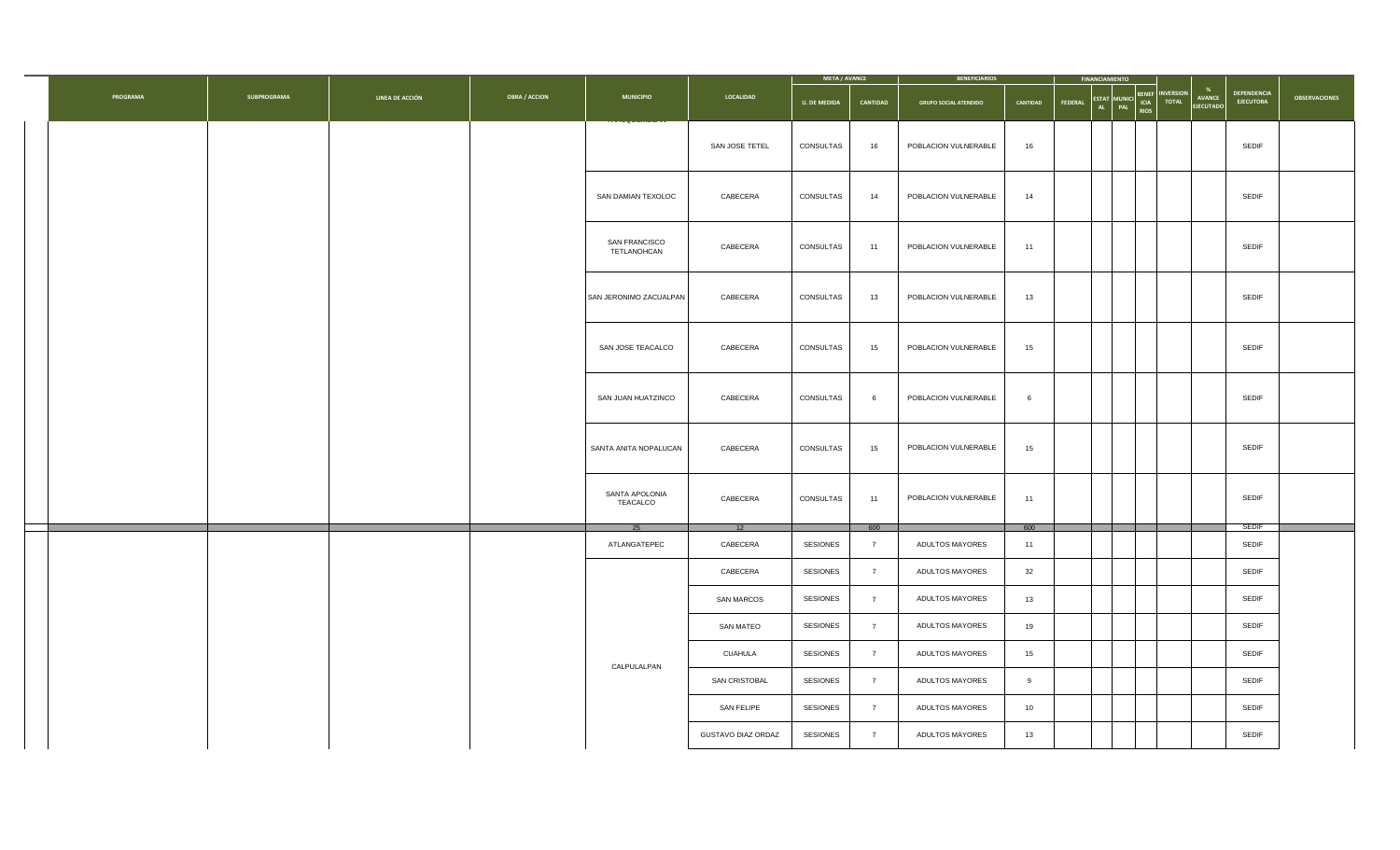| PROGRAMA | SUBPROGRAMA | LINEA DE ACCIÓN | OBRA / ACCION | MUNICIPIO | LOCALIDAD | META / AVANCE | | BENEFICIARIOS | | FINANCIAMIENTO | | | | INVERSION TOTAL | % AVANCE EJECUTADO | DEPENDENCIA EJECUTORA | OBSERVACIONES |
|---|---|---|---|---|---|---|---|---|---|---|---|---|---|---|---|---|---|
| | | | | | | U. DE MEDIDA | CANTIDAD | GRUPO SOCIAL ATENDIDO | CANTIDAD | FEDERAL | ESTATAL | MUNICIPAL | BENEFICIARIOS | | | | |
| | | | | | SAN JOSE TETEL | CONSULTAS | 16 | POBLACION VULNERABLE | 16 | | | | | | | SEDIF | |
| | | | | SAN DAMIAN TEXOLOC | CABECERA | CONSULTAS | 14 | POBLACION VULNERABLE | 14 | | | | | | | SEDIF | |
| | | | | SAN FRANCISCO TETLANOHCAN | CABECERA | CONSULTAS | 11 | POBLACION VULNERABLE | 11 | | | | | | | SEDIF | |
| | | | | SAN JERONIMO ZACUALPAN | CABECERA | CONSULTAS | 13 | POBLACION VULNERABLE | 13 | | | | | | | SEDIF | |
| | | | | SAN JOSE TEACALCO | CABECERA | CONSULTAS | 15 | POBLACION VULNERABLE | 15 | | | | | | | SEDIF | |
| | | | | SAN JUAN HUATZINCO | CABECERA | CONSULTAS | 6 | POBLACION VULNERABLE | 6 | | | | | | | SEDIF | |
| | | | | SANTA ANITA NOPALUCAN | CABECERA | CONSULTAS | 15 | POBLACION VULNERABLE | 15 | | | | | | | SEDIF | |
| | | | | SANTA APOLONIA TEACALCO | CABECERA | CONSULTAS | 11 | POBLACION VULNERABLE | 11 | | | | | | | SEDIF | |
| | | | | 25 | 12 | | 600 | | 600 | | | | | | | SEDIF | |
| | | | | ATLANGATEPEC | CABECERA | SESIONES | 7 | ADULTOS MAYORES | 11 | | | | | | | SEDIF | |
| | | | | CALPULALPAN | CABECERA | SESIONES | 7 | ADULTOS MAYORES | 32 | | | | | | | SEDIF | |
| | | | | | SAN MARCOS | SESIONES | 7 | ADULTOS MAYORES | 13 | | | | | | | SEDIF | |
| | | | | | SAN MATEO | SESIONES | 7 | ADULTOS MAYORES | 19 | | | | | | | SEDIF | |
| | | | | | CUAHULA | SESIONES | 7 | ADULTOS MAYORES | 15 | | | | | | | SEDIF | |
| | | | | | SAN CRISTOBAL | SESIONES | 7 | ADULTOS MAYORES | 9 | | | | | | | SEDIF | |
| | | | | | SAN FELIPE | SESIONES | 7 | ADULTOS MAYORES | 10 | | | | | | | SEDIF | |
| | | | | | GUSTAVO DIAZ ORDAZ | SESIONES | 7 | ADULTOS MAYORES | 13 | | | | | | | SEDIF | |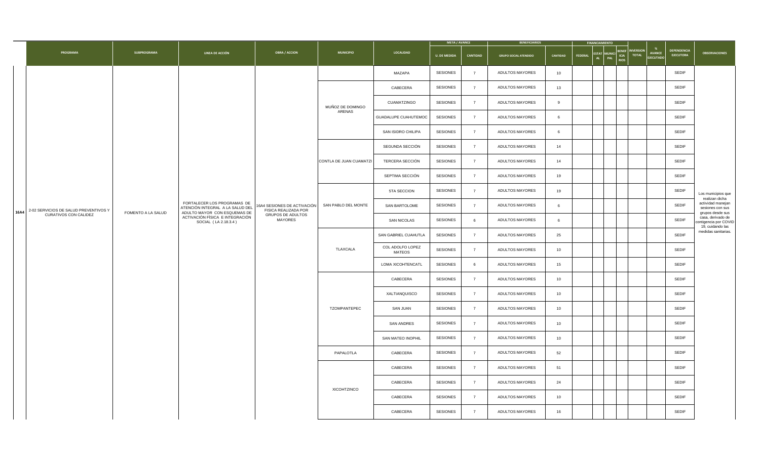| | PROGRAMA | SUBPROGRAMA | LINEA DE ACCIÓN | OBRA / ACCION | MUNICIPIO | LOCALIDAD | META / AVANCE | | BENEFICIARIOS | | FINANCIAMIENTO | | | | INVERSION TOTAL | % AVANCE EJECUTADO | DEPENDENCIA EJECUTORA | OBSERVACIONES |
|---|---|---|---|---|---|---|---|---|---|---|---|---|---|---|---|---|---|---|
| | | | | | | | U. DE MEDIDA | CANTIDAD | GRUPO SOCIAL ATENDIDO | CANTIDAD | FEDERAL | ESTATAL | MUNICIPAL | BENEFICIARIOS | | | | |
| 16A4 | 2-02 SERVICIOS DE SALUD PREVENTIVOS Y CURATIVOS CON CALIDEZ | FOMENTO A LA SALUD | FORTALECER LOS PROGRAMAS DE ATENCIÓN INTEGRAL A LA SALUD DEL ADULTO MAYOR CON ESQUEMAS DE ACTIVACIÓN FÍSICA E INTEGRACIÓN SOCIAL ( LA 2.18.3.4 ) | 16A4 SESIONES DE ACTIVACIÓN FISICA REALIZADA POR GRUPOS DE ADULTOS MAYORES | | MAZAPA | SESIONES | 7 | ADULTOS MAYORES | 10 | | | | | | | SEDIF | Los municipios que realizan dicha actividad manejan sesiones con sus grupos desde sus casa, derivado de contigencia por COVID 19, cuidando las medidas sanitarias. |
| | | | | | MUÑOZ DE DOMINGO ARENAS | CABECERA | SESIONES | 7 | ADULTOS MAYORES | 13 | | | | | | | SEDIF | |
| | | | | | | CUAMATZINGO | SESIONES | 7 | ADULTOS MAYORES | 9 | | | | | | | SEDIF | |
| | | | | | | GUADALUPE CUAHUTEMOC | SESIONES | 7 | ADULTOS MAYORES | 6 | | | | | | | SEDIF | |
| | | | | | | SAN ISIDRO CHILIPA | SESIONES | 7 | ADULTOS MAYORES | 6 | | | | | | | SEDIF | |
| | | | | | CONTLA DE JUAN CUAMATZI | SEGUNDA SECCIÓN | SESIONES | 7 | ADULTOS MAYORES | 14 | | | | | | | SEDIF | |
| | | | | | | TERCERA SECCIÓN | SESIONES | 7 | ADULTOS MAYORES | 14 | | | | | | | SEDIF | |
| | | | | | | SEPTIMA SECCIÓN | SESIONES | 7 | ADULTOS MAYORES | 19 | | | | | | | SEDIF | |
| | | | | | SAN PABLO DEL MONTE | 5TA SECCION | SESIONES | 7 | ADULTOS MAYORES | 19 | | | | | | | SEDIF | |
| | | | | | | SAN BARTOLOME | SESIONES | 7 | ADULTOS MAYORES | 6 | | | | | | | SEDIF | |
| | | | | | | SAN NICOLAS | SESIONES | 6 | ADULTOS MAYORES | 6 | | | | | | | SEDIF | |
| | | | | | TLAXCALA | SAN GABRIEL CUAHUTLA | SESIONES | 7 | ADULTOS MAYORES | 25 | | | | | | | SEDIF | |
| | | | | | | COL ADOLFO LOPEZ MATEOS | SESIONES | 7 | ADULTOS MAYORES | 10 | | | | | | | SEDIF | |
| | | | | | | LOMA XICOHTENCATL | SESIONES | 6 | ADULTOS MAYORES | 15 | | | | | | | SEDIF | |
| | | | | | TZOMPANTEPEC | CABECERA | SESIONES | 7 | ADULTOS MAYORES | 10 | | | | | | | SEDIF | |
| | | | | | | XALTIANQUISCO | SESIONES | 7 | ADULTOS MAYORES | 10 | | | | | | | SEDIF | |
| | | | | | | SAN JUAN | SESIONES | 7 | ADULTOS MAYORES | 10 | | | | | | | SEDIF | |
| | | | | | | SAN ANDRES | SESIONES | 7 | ADULTOS MAYORES | 10 | | | | | | | SEDIF | |
| | | | | | | SAN MATEO INOPHIL | SESIONES | 7 | ADULTOS MAYORES | 10 | | | | | | | SEDIF | |
| | | | | | PAPALOTLA | CABECERA | SESIONES | 7 | ADULTOS MAYORES | 52 | | | | | | | SEDIF | |
| | | | | | XICOHTZINCO | CABECERA | SESIONES | 7 | ADULTOS MAYORES | 51 | | | | | | | SEDIF | |
| | | | | | | CABECERA | SESIONES | 7 | ADULTOS MAYORES | 24 | | | | | | | SEDIF | |
| | | | | | | CABECERA | SESIONES | 7 | ADULTOS MAYORES | 10 | | | | | | | SEDIF | |
| | | | | | | CABECERA | SESIONES | 7 | ADULTOS MAYORES | 16 | | | | | | | SEDIF | |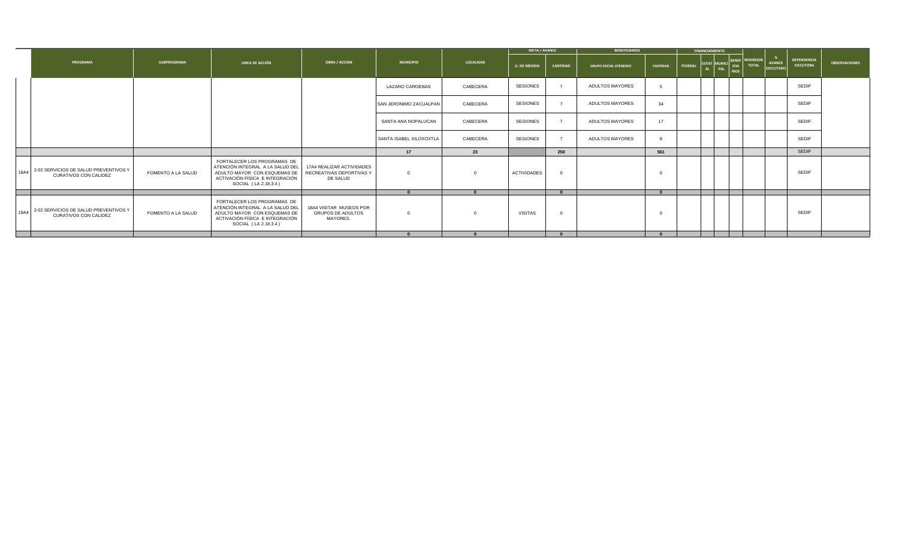| | PROGRAMA | SUBPROGRAMA | LINEA DE ACCIÓN | OBRA / ACCION | MUNICIPIO | LOCALIDAD | META / AVANCE | | BENEFICIARIOS | | FINANCIAMIENTO | | | | INVERSION TOTAL | % AVANCE EJECUTADO | DEPENDENCIA EJECUTORA | OBSERVACIONES |
|---|---|---|---|---|---|---|---|---|---|---|---|---|---|---|---|---|---|---|
| | | | | | | | U. DE MEDIDA | CANTIDAD | GRUPO SOCIAL ATENDIDO | CANTIDAD | FEDERAL | ESTATAL | MUNICIPAL | BENEFICIARIOS | | | | |
| | | | | | LAZARO CARDENAS | CABECERA | SESIONES | 7 | ADULTOS MAYORES | 5 | | | | | | | SEDIF | |
| | | | | | SAN JERONIMO ZACUALPAN | CABECERA | SESIONES | 7 | ADULTOS MAYORES | 34 | | | | | | | SEDIF | |
| | | | | | SANTA ANA NOPALUCAN | CABECERA | SESIONES | 7 | ADULTOS MAYORES | 17 | | | | | | | SEDIF | |
| | | | | | SANTA ISABEL XILOXOXTLA | CABECERA | SESIONES | 7 | ADULTOS MAYORES | 8 | | | | | | | SEDIF | |
| | | | | | 17 | 23 | | 250 | | 561 | | | | | | | SEDIF | |
| 18A4 | 2-02 SERVICIOS DE SALUD PREVENTIVOS Y CURATIVOS CON CALIDEZ | FOMENTO A LA SALUD | FORTALECER LOS PROGRAMAS DE ATENCIÓN INTEGRAL A LA SALUD DEL ADULTO MAYOR CON ESQUEMAS DE ACTIVACIÓN FÍSICA E INTEGRACIÓN SOCIAL ( LA 2.18.3.4 ) | 17A4 REALIZAR ACTIVIDADES RECREATIVAS DEPORTIVAS Y DE SALUD | 0 | 0 | ACTIVIDADES | 0 | | 0 | | | | | | | SEDIF | |
| | | | | | 0 | 0 | | 0 | | 0 | | | | | | | | |
| 19A4 | 2-02 SERVICIOS DE SALUD PREVENTIVOS Y CURATIVOS CON CALIDEZ | FOMENTO A LA SALUD | FORTALECER LOS PROGRAMAS DE ATENCIÓN INTEGRAL A LA SALUD DEL ADULTO MAYOR CON ESQUEMAS DE ACTIVACIÓN FÍSICA E INTEGRACIÓN SOCIAL ( LA 2.18.3.4 ) | 18A4 VISITAR MUSEOS POR GRUPOS DE ADULTOS MAYORES. | 0 | 0 | VISITAS | 0 | | 0 | | | | | | | SEDIF | |
| | | | | | 0 | 0 | | 0 | | 0 | | | | | | | | |